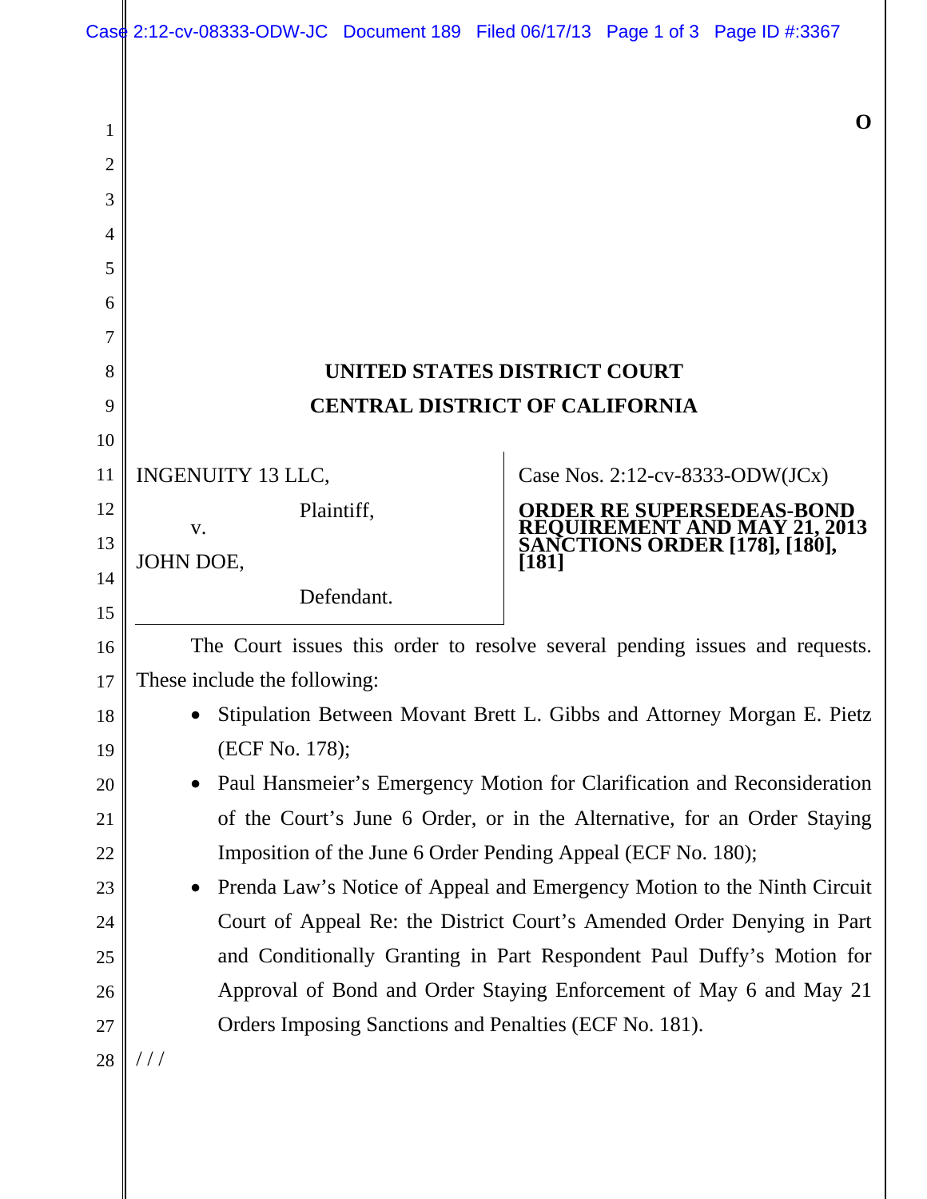O

# UNITED STATES DISTRICT COURT
# CENTRAL DISTRICT OF CALIFORNIA

| | |
|---|---|
| INGENUITY 13 LLC,<br>Plaintiff,<br>v.<br>JOHN DOE,<br>Defendant. | Case Nos. 2:12-cv-8333-ODW(JCx)<br>**ORDER RE SUPERSEDEAS-BOND REQUIREMENT AND MAY 21, 2013 SANCTIONS ORDER [178], [180], [181]** |

The Court issues this order to resolve several pending issues and requests. These include the following:

- Stipulation Between Movant Brett L. Gibbs and Attorney Morgan E. Pietz (ECF No. 178);
- Paul Hansmeier's Emergency Motion for Clarification and Reconsideration of the Court's June 6 Order, or in the Alternative, for an Order Staying Imposition of the June 6 Order Pending Appeal (ECF No. 180);
- Prenda Law's Notice of Appeal and Emergency Motion to the Ninth Circuit Court of Appeal Re: the District Court's Amended Order Denying in Part and Conditionally Granting in Part Respondent Paul Duffy's Motion for Approval of Bond and Order Staying Enforcement of May 6 and May 21 Orders Imposing Sanctions and Penalties (ECF No. 181).

/ / /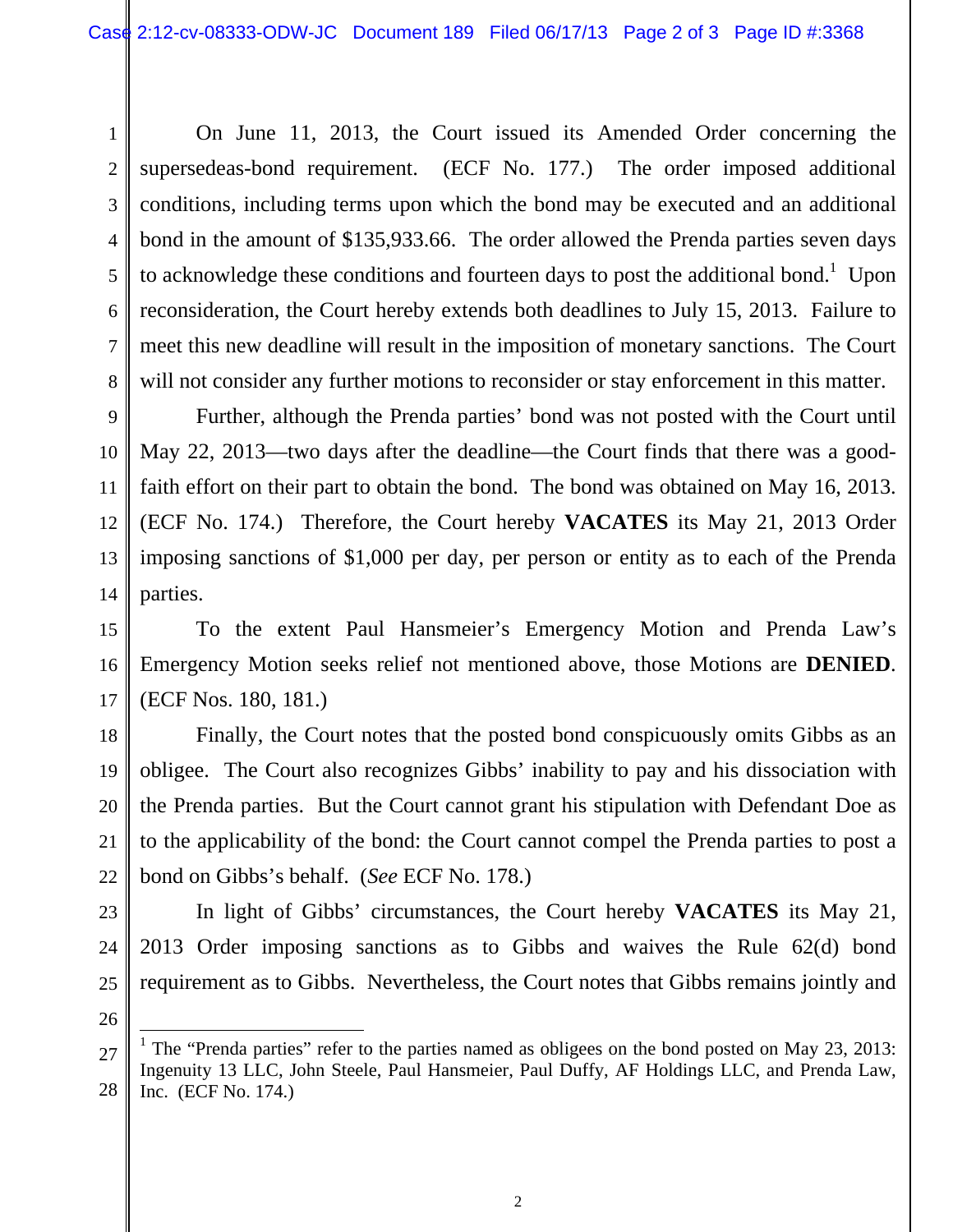On June 11, 2013, the Court issued its Amended Order concerning the supersedeas-bond requirement. (ECF No. 177.) The order imposed additional conditions, including terms upon which the bond may be executed and an additional bond in the amount of $135,933.66. The order allowed the Prenda parties seven days to acknowledge these conditions and fourteen days to post the additional bond.[1] Upon reconsideration, the Court hereby extends both deadlines to July 15, 2013. Failure to meet this new deadline will result in the imposition of monetary sanctions. The Court will not consider any further motions to reconsider or stay enforcement in this matter.

Further, although the Prenda parties' bond was not posted with the Court until May 22, 2013—two days after the deadline—the Court finds that there was a good-faith effort on their part to obtain the bond. The bond was obtained on May 16, 2013. (ECF No. 174.) Therefore, the Court hereby **VACATES** its May 21, 2013 Order imposing sanctions of $1,000 per day, per person or entity as to each of the Prenda parties.

To the extent Paul Hansmeier's Emergency Motion and Prenda Law's Emergency Motion seeks relief not mentioned above, those Motions are **DENIED**. (ECF Nos. 180, 181.)

Finally, the Court notes that the posted bond conspicuously omits Gibbs as an obligee. The Court also recognizes Gibbs' inability to pay and his dissociation with the Prenda parties. But the Court cannot grant his stipulation with Defendant Doe as to the applicability of the bond: the Court cannot compel the Prenda parties to post a bond on Gibbs's behalf. (*See* ECF No. 178.)

In light of Gibbs' circumstances, the Court hereby **VACATES** its May 21, 2013 Order imposing sanctions as to Gibbs and waives the Rule 62(d) bond requirement as to Gibbs. Nevertheless, the Court notes that Gibbs remains jointly and

[1] The "Prenda parties" refer to the parties named as obligees on the bond posted on May 23, 2013: Ingenuity 13 LLC, John Steele, Paul Hansmeier, Paul Duffy, AF Holdings LLC, and Prenda Law, Inc. (ECF No. 174.)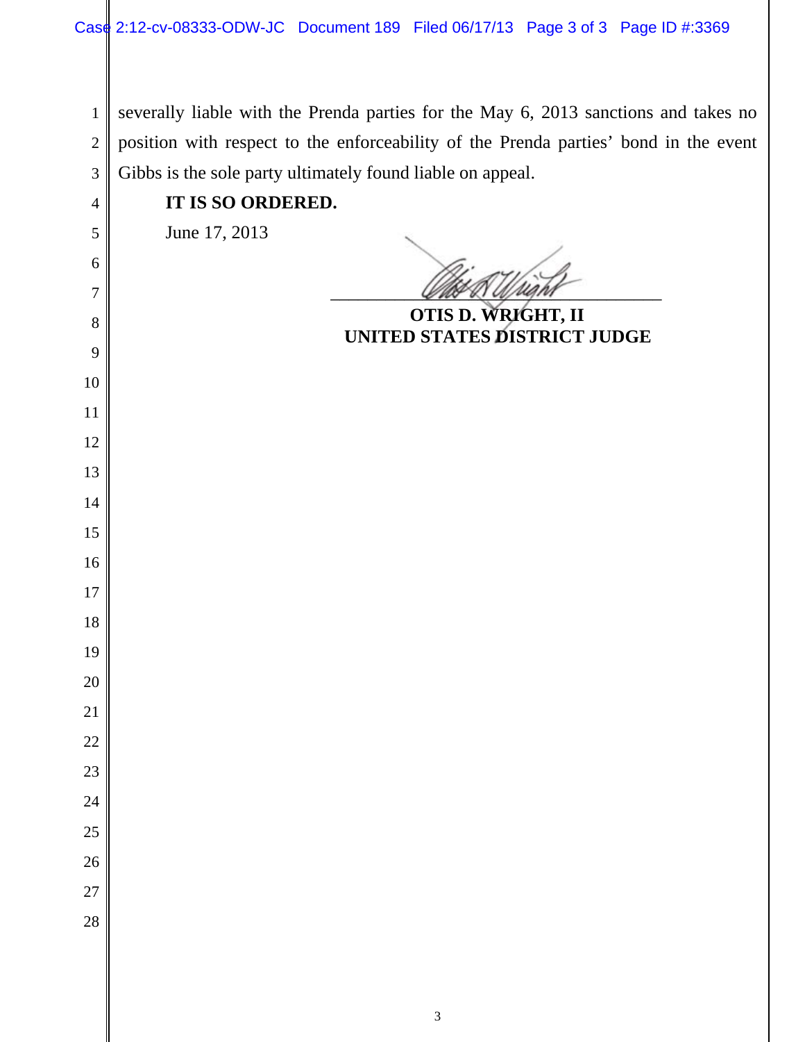severally liable with the Prenda parties for the May 6, 2013 sanctions and takes no position with respect to the enforceability of the Prenda parties' bond in the event Gibbs is the sole party ultimately found liable on appeal.

**IT IS SO ORDERED.**

June 17, 2013

**OTIS D. WRIGHT, II**
**UNITED STATES DISTRICT JUDGE**